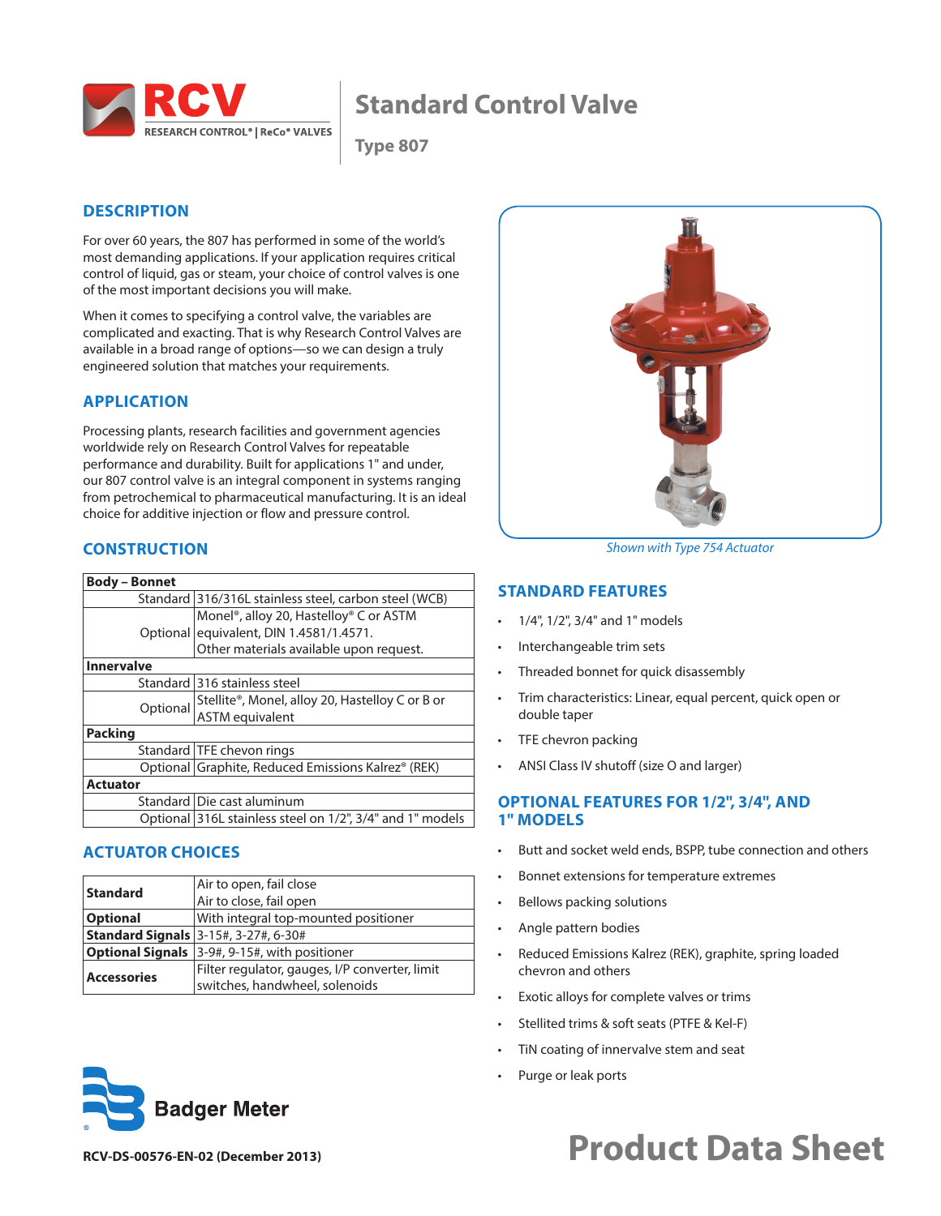# Standard Control Valve

## Type 807

## DESCRIPTION

For over 60 years, the 807 has performed in some of the world's most demanding applications. If your application requires critical control of liquid, gas or steam, your choice of control valves is one of the most important decisions you will make.

When it comes to specifying a control valve, the variables are complicated and exacting. That is why Research Control Valves are available in a broad range of options—so we can design a truly engineered solution that matches your requirements.

## APPLICATION

Processing plants, research facilities and government agencies worldwide rely on Research Control Valves for repeatable performance and durability. Built for applications 1" and under, our 807 control valve is an integral component in systems ranging from petrochemical to pharmaceutical manufacturing. It is an ideal choice for additive injection or flow and pressure control.

## CONSTRUCTION

| **Body – Bonnet** | |
|---|---|
| Standard | 316/316L stainless steel, carbon steel (WCB) |
| Optional | Monel®, alloy 20, Hastelloy® C or ASTM equivalent, DIN 1.4581/1.4571. Other materials available upon request. |
| **Innervalve** | |
| Standard | 316 stainless steel |
| Optional | Stellite®, Monel, alloy 20, Hastelloy C or B or ASTM equivalent |
| **Packing** | |
| Standard | TFE chevron rings |
| Optional | Graphite, Reduced Emissions Kalrez® (REK) |
| **Actuator** | |
| Standard | Die cast aluminum |
| Optional | 316L stainless steel on 1/2", 3/4" and 1" models |

## ACTUATOR CHOICES

| | |
|---|---|
| **Standard** | Air to open, fail close<br>Air to close, fail open |
| **Optional** | With integral top-mounted positioner |
| **Standard Signals** | 3-15#, 3-27#, 6-30# |
| **Optional Signals** | 3-9#, 9-15#, with positioner |
| **Accessories** | Filter regulator, gauges, I/P converter, limit switches, handwheel, solenoids |

*Shown with Type 754 Actuator*

## STANDARD FEATURES

- 1/4", 1/2", 3/4" and 1" models
- Interchangeable trim sets
- Threaded bonnet for quick disassembly
- Trim characteristics: Linear, equal percent, quick open or double taper
- TFE chevron packing
- ANSI Class IV shutoff (size O and larger)

## OPTIONAL FEATURES FOR 1/2", 3/4", AND 1" MODELS

- Butt and socket weld ends, BSPP, tube connection and others
- Bonnet extensions for temperature extremes
- Bellows packing solutions
- Angle pattern bodies
- Reduced Emissions Kalrez (REK), graphite, spring loaded chevron and others
- Exotic alloys for complete valves or trims
- Stellited trims & soft seats (PTFE & Kel-F)
- TiN coating of innervalve stem and seat
- Purge or leak ports

RCV-DS-00576-EN-02 (December 2013)

**Product Data Sheet**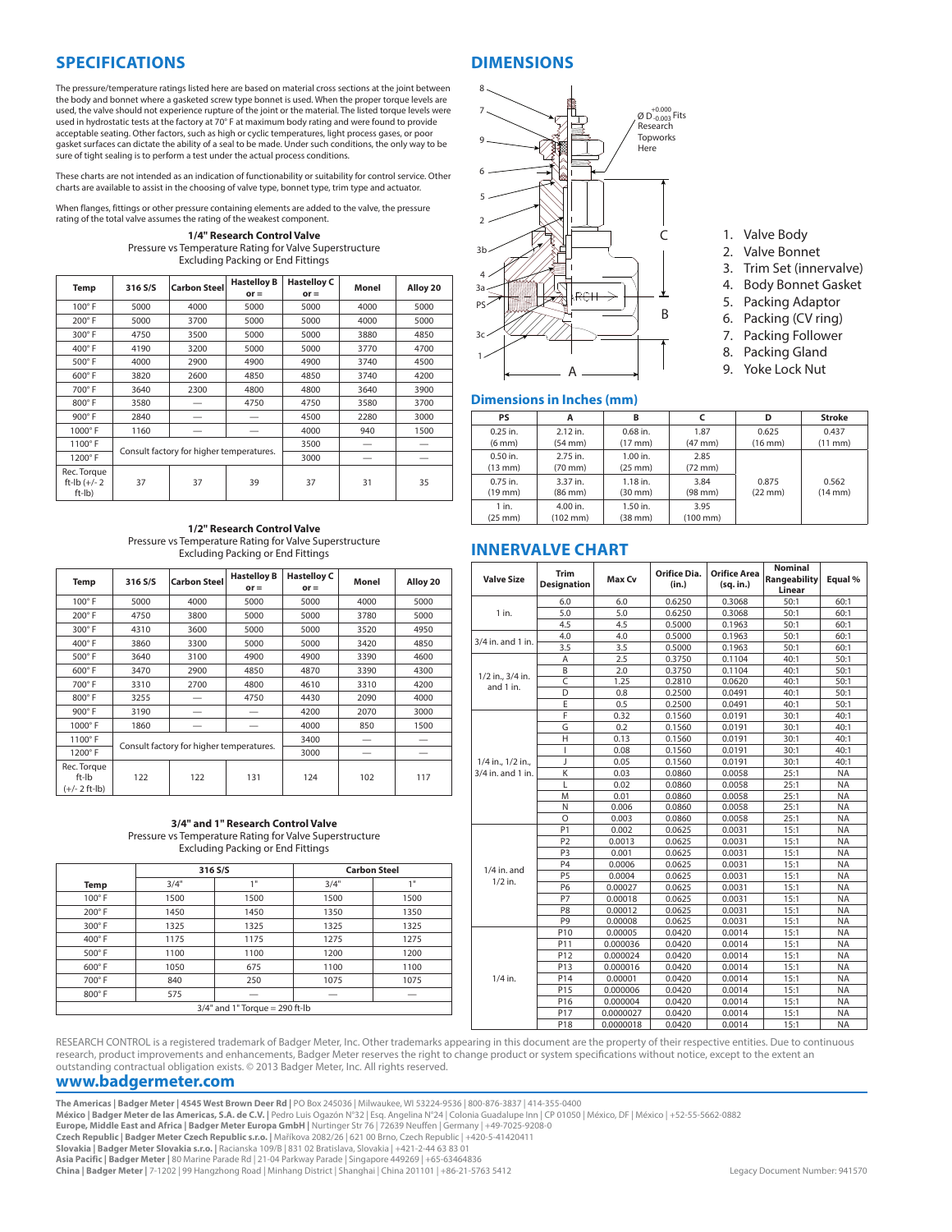## SPECIFICATIONS

The pressure/temperature ratings listed here are based on material cross sections at the joint between the body and bonnet where a gasketed screw type bonnet is used. When the proper torque levels are used, the valve should not experience rupture of the joint or the material. The listed torque levels were used in hydrostatic tests at the factory at 70° F at maximum body rating and were found to provide acceptable seating. Other factors, such as high or cyclic temperatures, light process gases, or poor gasket surfaces can dictate the ability of a seal to be made. Under such conditions, the only way to be sure of tight sealing is to perform a test under the actual process conditions.

These charts are not intended as an indication of functionality or suitability for control service. Other charts are available to assist in the choosing of valve type, bonnet type, trim type and actuator.

When flanges, fittings or other pressure containing elements are added to the valve, the pressure rating of the total valve assumes the rating of the weakest component.

**1/4" Research Control Valve**
Pressure vs Temperature Rating for Valve Superstructure
Excluding Packing or End Fittings

| Temp | 316 S/S | Carbon Steel | Hastelloy B or = | Hastelloy C or = | Monel | Alloy 20 |
|---|---|---|---|---|---|---|
| 100° F | 5000 | 4000 | 5000 | 5000 | 4000 | 5000 |
| 200° F | 5000 | 3700 | 5000 | 5000 | 4000 | 5000 |
| 300° F | 4750 | 3500 | 5000 | 5000 | 3880 | 4850 |
| 400° F | 4190 | 3200 | 5000 | 5000 | 3770 | 4700 |
| 500° F | 4000 | 2900 | 4900 | 4900 | 3740 | 4500 |
| 600° F | 3820 | 2600 | 4850 | 4850 | 3740 | 4200 |
| 700° F | 3640 | 2300 | 4800 | 4800 | 3640 | 3900 |
| 800° F | 3580 | — | 4750 | 4750 | 3580 | 3700 |
| 900° F | 2840 | — | — | 4500 | 2280 | 3000 |
| 1000° F | 1160 | — | — | 4000 | 940 | 1500 |
| 1100° F | Consult factory for higher temperatures. | | | 3500 | — | — |
| 1200° F | | | | 3000 | — | — |
| Rec. Torque ft-lb (+/- 2 ft-lb) | 37 | 37 | 39 | 37 | 31 | 35 |

**1/2" Research Control Valve**
Pressure vs Temperature Rating for Valve Superstructure
Excluding Packing or End Fittings

| Temp | 316 S/S | Carbon Steel | Hastelloy B or = | Hastelloy C or = | Monel | Alloy 20 |
|---|---|---|---|---|---|---|
| 100° F | 5000 | 4000 | 5000 | 5000 | 4000 | 5000 |
| 200° F | 4750 | 3800 | 5000 | 5000 | 3780 | 5000 |
| 300° F | 4310 | 3600 | 5000 | 5000 | 3520 | 4950 |
| 400° F | 3860 | 3300 | 5000 | 5000 | 3420 | 4850 |
| 500° F | 3640 | 3100 | 4900 | 4900 | 3390 | 4600 |
| 600° F | 3470 | 2900 | 4850 | 4870 | 3390 | 4300 |
| 700° F | 3310 | 2700 | 4800 | 4610 | 3310 | 4200 |
| 800° F | 3255 | — | 4750 | 4430 | 2090 | 4000 |
| 900° F | 3190 | — | — | 4200 | 2070 | 3000 |
| 1000° F | 1860 | — | — | 4000 | 850 | 1500 |
| 1100° F | Consult factory for higher temperatures. | | | 3400 | — | — |
| 1200° F | | | | 3000 | — | — |
| Rec. Torque ft-lb (+/- 2 ft-lb) | 122 | 122 | 131 | 124 | 102 | 117 |

**3/4" and 1" Research Control Valve**
Pressure vs Temperature Rating for Valve Superstructure
Excluding Packing or End Fittings

| | 316 S/S | | Carbon Steel | |
|---|---|---|---|---|
| Temp | 3/4" | 1" | 3/4" | 1" |
| 100° F | 1500 | 1500 | 1500 | 1500 |
| 200° F | 1450 | 1450 | 1350 | 1350 |
| 300° F | 1325 | 1325 | 1325 | 1325 |
| 400° F | 1175 | 1175 | 1275 | 1275 |
| 500° F | 1100 | 1100 | 1200 | 1200 |
| 600° F | 1050 | 675 | 1100 | 1100 |
| 700° F | 840 | 250 | 1075 | 1075 |
| 800° F | 575 | — | — | — |
| 3/4" and 1" Torque = 290 ft-lb | | | | |

## DIMENSIONS

8
7
9
6
5
2
3b
4
3a
PS
3c
1
Ø D $^{+0.000}_{-0.003}$ Fits Research Topworks Here
RCH
C
B
A

1. Valve Body
2. Valve Bonnet
3. Trim Set (innervalve)
4. Body Bonnet Gasket
5. Packing Adaptor
6. Packing (CV ring)
7. Packing Follower
8. Packing Gland
9. Yoke Lock Nut

### Dimensions in Inches (mm)

| PS | A | B | C | D | Stroke |
|---|---|---|---|---|---|
| 0.25 in. (6 mm) | 2.12 in. (54 mm) | 0.68 in. (17 mm) | 1.87 (47 mm) | 0.625 (16 mm) | 0.437 (11 mm) |
| 0.50 in. (13 mm) | 2.75 in. (70 mm) | 1.00 in. (25 mm) | 2.85 (72 mm) | 0.875 (22 mm) | 0.562 (14 mm) |
| 0.75 in. (19 mm) | 3.37 in. (86 mm) | 1.18 in. (30 mm) | 3.84 (98 mm) | | |
| 1 in. (25 mm) | 4.00 in. (102 mm) | 1.50 in. (38 mm) | 3.95 (100 mm) | | |

## INNERVALVE CHART

| Valve Size | Trim Designation | Max Cv | Orifice Dia. (in.) | Orifice Area (sq. in.) | Nominal Rangeability Linear | Equal % |
|---|---|---|---|---|---|---|
| 1 in. | 6.0 | 6.0 | 0.6250 | 0.3068 | 50:1 | 60:1 |
| | 5.0 | 5.0 | 0.6250 | 0.3068 | 50:1 | 60:1 |
| | 4.5 | 4.5 | 0.5000 | 0.1963 | 50:1 | 60:1 |
| 3/4 in. and 1 in. | 4.0 | 4.0 | 0.5000 | 0.1963 | 50:1 | 60:1 |
| | 3.5 | 3.5 | 0.5000 | 0.1963 | 50:1 | 60:1 |
| 1/2 in., 3/4 in. and 1 in. | A | 2.5 | 0.3750 | 0.1104 | 40:1 | 50:1 |
| | B | 2.0 | 0.3750 | 0.1104 | 40:1 | 50:1 |
| | C | 1.25 | 0.2810 | 0.0620 | 40:1 | 50:1 |
| | D | 0.8 | 0.2500 | 0.0491 | 40:1 | 50:1 |
| | E | 0.5 | 0.2500 | 0.0491 | 40:1 | 50:1 |
| 1/4 in., 1/2 in., 3/4 in. and 1 in. | F | 0.32 | 0.1560 | 0.0191 | 30:1 | 40:1 |
| | G | 0.2 | 0.1560 | 0.0191 | 30:1 | 40:1 |
| | H | 0.13 | 0.1560 | 0.0191 | 30:1 | 40:1 |
| | I | 0.08 | 0.1560 | 0.0191 | 30:1 | 40:1 |
| | J | 0.05 | 0.1560 | 0.0191 | 30:1 | 40:1 |
| | K | 0.03 | 0.0860 | 0.0058 | 25:1 | NA |
| | L | 0.02 | 0.0860 | 0.0058 | 25:1 | NA |
| | M | 0.01 | 0.0860 | 0.0058 | 25:1 | NA |
| | N | 0.006 | 0.0860 | 0.0058 | 25:1 | NA |
| | O | 0.003 | 0.0860 | 0.0058 | 25:1 | NA |
| 1/4 in. and 1/2 in. | P1 | 0.002 | 0.0625 | 0.0031 | 15:1 | NA |
| | P2 | 0.0013 | 0.0625 | 0.0031 | 15:1 | NA |
| | P3 | 0.001 | 0.0625 | 0.0031 | 15:1 | NA |
| | P4 | 0.0006 | 0.0625 | 0.0031 | 15:1 | NA |
| | P5 | 0.0004 | 0.0625 | 0.0031 | 15:1 | NA |
| | P6 | 0.00027 | 0.0625 | 0.0031 | 15:1 | NA |
| | P7 | 0.00018 | 0.0625 | 0.0031 | 15:1 | NA |
| | P8 | 0.00012 | 0.0625 | 0.0031 | 15:1 | NA |
| | P9 | 0.00008 | 0.0625 | 0.0031 | 15:1 | NA |
| 1/4 in. | P10 | 0.00005 | 0.0420 | 0.0014 | 15:1 | NA |
| | P11 | 0.000036 | 0.0420 | 0.0014 | 15:1 | NA |
| | P12 | 0.000024 | 0.0420 | 0.0014 | 15:1 | NA |
| | P13 | 0.000016 | 0.0420 | 0.0014 | 15:1 | NA |
| | P14 | 0.00001 | 0.0420 | 0.0014 | 15:1 | NA |
| | P15 | 0.000006 | 0.0420 | 0.0014 | 15:1 | NA |
| | P16 | 0.000004 | 0.0420 | 0.0014 | 15:1 | NA |
| | P17 | 0.0000027 | 0.0420 | 0.0014 | 15:1 | NA |
| | P18 | 0.0000018 | 0.0420 | 0.0014 | 15:1 | NA |

RESEARCH CONTROL is a registered trademark of Badger Meter, Inc. Other trademarks appearing in this document are the property of their respective entities. Due to continuous research, product improvements and enhancements, Badger Meter reserves the right to change product or system specifications without notice, except to the extent an outstanding contractual obligation exists. © 2013 Badger Meter, Inc. All rights reserved.

**www.badgermeter.com**

**The Americas | Badger Meter | 4545 West Brown Deer Rd |** PO Box 245036 | Milwaukee, WI 53224-9536 | 800-876-3837 | 414-355-0400
**México | Badger Meter de las Americas, S.A. de C.V. |** Pedro Luis Ogazón N°32 | Esq. Angelina N°24 | Colonia Guadalupe Inn | CP 01050 | México, DF | México | +52-55-5662-0882
**Europe, Middle East and Africa | Badger Meter Europa GmbH |** Nurtinger Str 76 | 72639 Neuffen | Germany | +49-7025-9208-0
**Czech Republic | Badger Meter Czech Republic s.r.o. |** Maříkova 2082/26 | 621 00 Brno, Czech Republic | +420-5-41420411
**Slovakia | Badger Meter Slovakia s.r.o. |** Racianska 109/B | 831 02 Bratislava, Slovakia | +421-2-44 63 83 01
**Asia Pacific | Badger Meter |** 80 Marine Parade Rd | 21-04 Parkway Parade | Singapore 449269 | +65-63464836
**China | Badger Meter |** 7-1202 | 99 Hangzhong Road | Minhang District | Shanghai | China 201101 | +86-21-5763 5412

Legacy Document Number: 941570